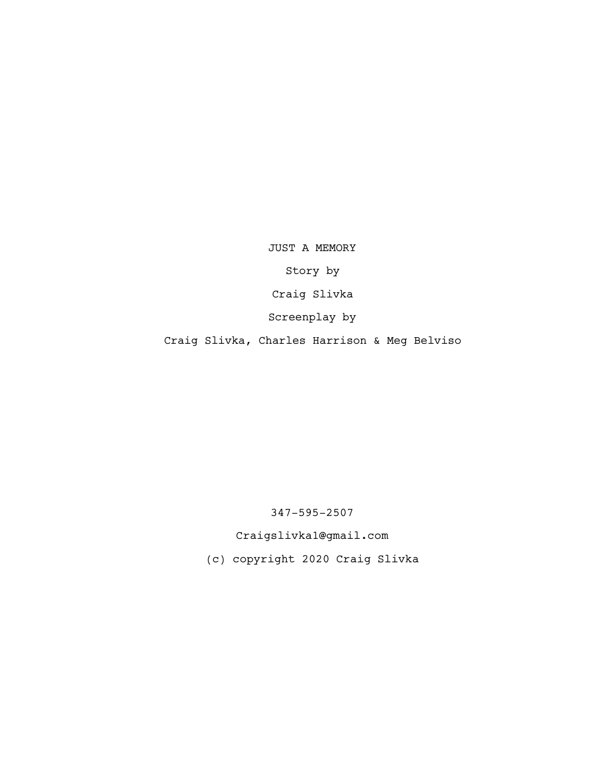# JUST A MEMORY

Story by

Craig Slivka

Screenplay by

Craig Slivka, Charles Harrison & Meg Belviso

347-595-2507

Craigslivka1@gmail.com

(c) copyright 2020 Craig Slivka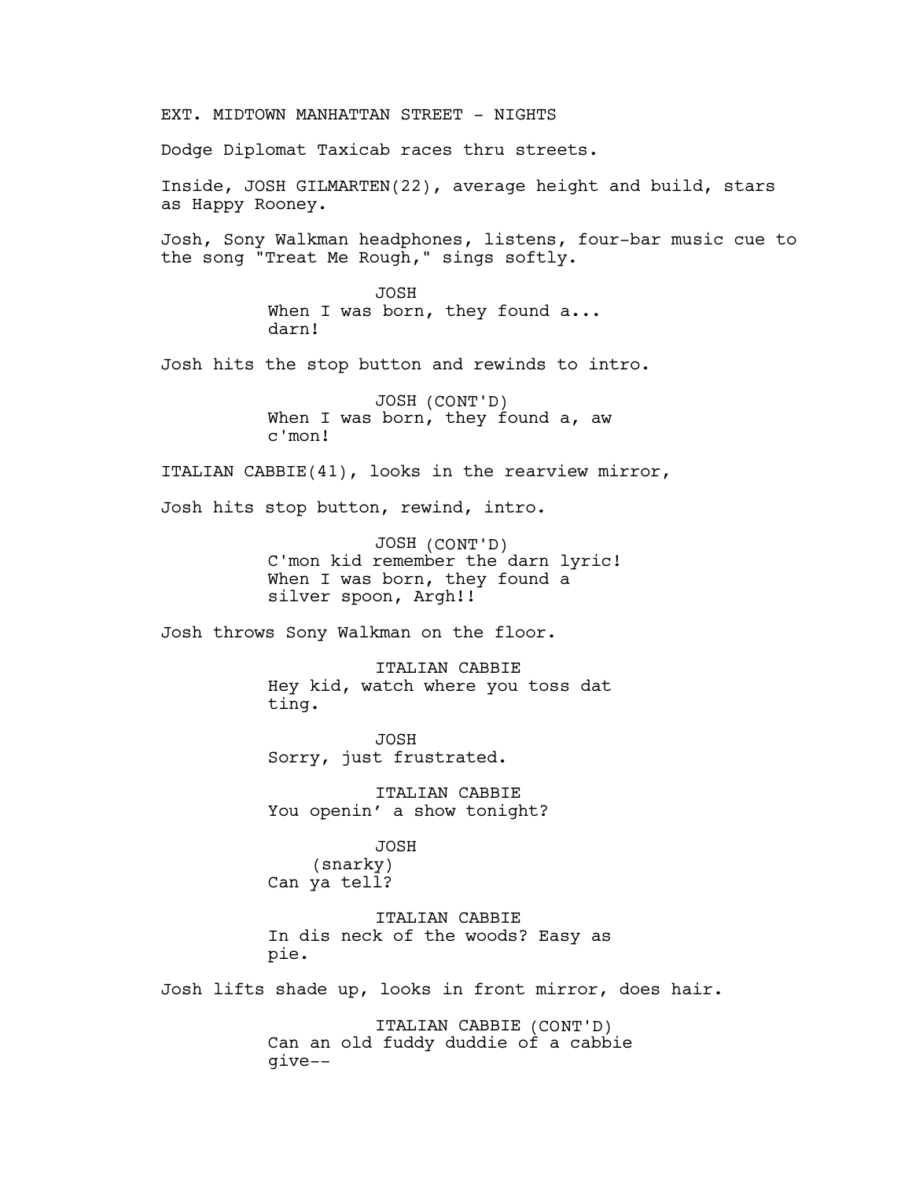EXT. MIDTOWN MANHATTAN STREET - NIGHTS

Dodge Diplomat Taxicab races thru streets.

Inside, JOSH GILMARTEN(22), average height and build, stars as Happy Rooney.

Josh, Sony Walkman headphones, listens, four-bar music cue to the song "Treat Me Rough," sings softly.

JOSH
When I was born, they found a... darn!

Josh hits the stop button and rewinds to intro.

JOSH (CONT'D)
When I was born, they found a, aw c'mon!

ITALIAN CABBIE(41), looks in the rearview mirror,

Josh hits stop button, rewind, intro.

JOSH (CONT'D)
C'mon kid remember the darn lyric! When I was born, they found a silver spoon, Argh!!

Josh throws Sony Walkman on the floor.

ITALIAN CABBIE
Hey kid, watch where you toss dat ting.

JOSH
Sorry, just frustrated.

ITALIAN CABBIE
You openin' a show tonight?

JOSH
(snarky)
Can ya tell?

ITALIAN CABBIE
In dis neck of the woods? Easy as pie.

Josh lifts shade up, looks in front mirror, does hair.

ITALIAN CABBIE (CONT'D)
Can an old fuddy duddie of a cabbie give--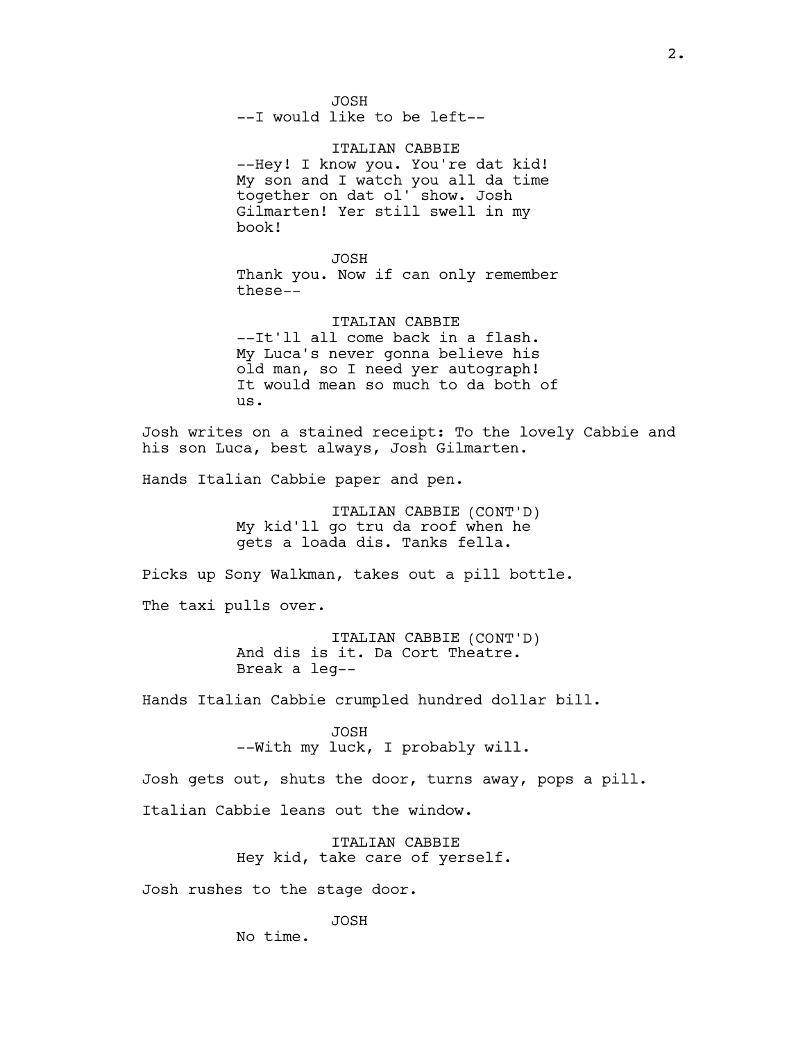JOSH
--I would like to be left--

ITALIAN CABBIE
--Hey! I know you. You're dat kid! My son and I watch you all da time together on dat ol' show. Josh Gilmarten! Yer still swell in my book!

JOSH
Thank you. Now if can only remember these--

ITALIAN CABBIE
--It'll all come back in a flash. My Luca's never gonna believe his old man, so I need yer autograph! It would mean so much to da both of us.

Josh writes on a stained receipt: To the lovely Cabbie and his son Luca, best always, Josh Gilmarten.

Hands Italian Cabbie paper and pen.

ITALIAN CABBIE (CONT'D)
My kid'll go tru da roof when he gets a loada dis. Tanks fella.

Picks up Sony Walkman, takes out a pill bottle.

The taxi pulls over.

ITALIAN CABBIE (CONT'D)
And dis is it. Da Cort Theatre. Break a leg--

Hands Italian Cabbie crumpled hundred dollar bill.

JOSH
--With my luck, I probably will.

Josh gets out, shuts the door, turns away, pops a pill.

Italian Cabbie leans out the window.

ITALIAN CABBIE
Hey kid, take care of yerself.

Josh rushes to the stage door.

JOSH
No time.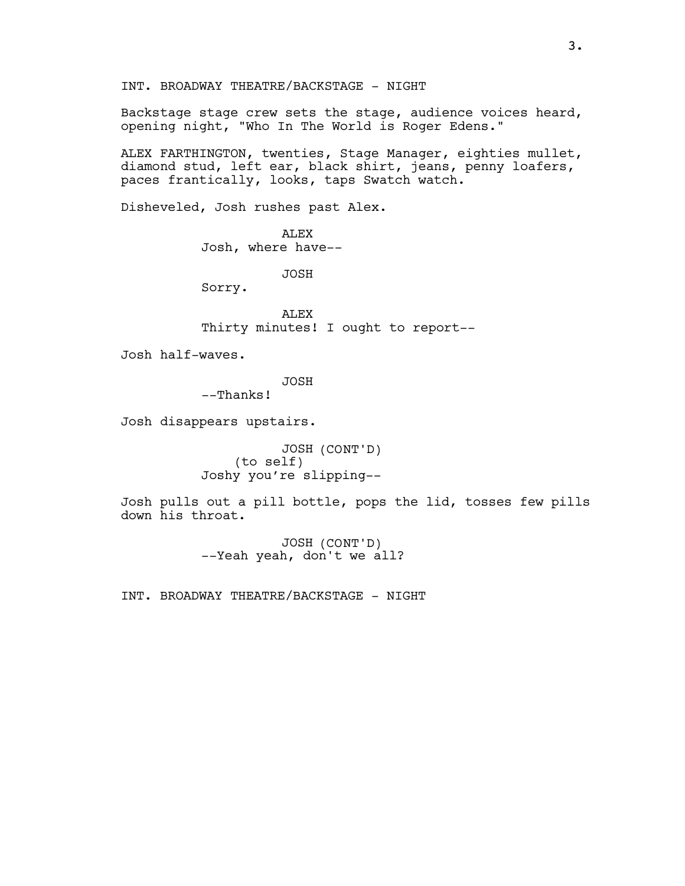INT. BROADWAY THEATRE/BACKSTAGE - NIGHT

Backstage stage crew sets the stage, audience voices heard, opening night, "Who In The World is Roger Edens."

ALEX FARTHINGTON, twenties, Stage Manager, eighties mullet, diamond stud, left ear, black shirt, jeans, penny loafers, paces frantically, looks, taps Swatch watch.

Disheveled, Josh rushes past Alex.

ALEX
Josh, where have--

JOSH
Sorry.

ALEX
Thirty minutes! I ought to report--

Josh half-waves.

JOSH
--Thanks!

Josh disappears upstairs.

JOSH (CONT'D)
(to self)
Joshy you're slipping--

Josh pulls out a pill bottle, pops the lid, tosses few pills down his throat.

JOSH (CONT'D)
--Yeah yeah, don't we all?

INT. BROADWAY THEATRE/BACKSTAGE - NIGHT